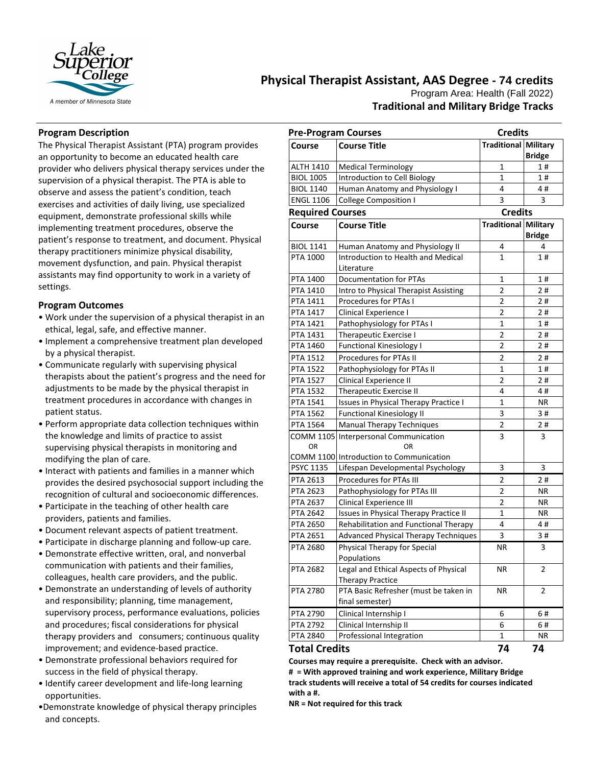Lake Superior College

A member of Minnesota State

# Physical Therapist Assistant, AAS Degree - 74 credits

Program Area: Health (Fall 2022)

**Traditional and Military Bridge Tracks**

## Program Description

The Physical Therapist Assistant (PTA) program provides an opportunity to become an educated health care provider who delivers physical therapy services under the supervision of a physical therapist. The PTA is able to observe and assess the patient's condition, teach exercises and activities of daily living, use specialized equipment, demonstrate professional skills while implementing treatment procedures, observe the patient's response to treatment, and document. Physical therapy practitioners minimize physical disability, movement dysfunction, and pain. Physical therapist assistants may find opportunity to work in a variety of settings.

## Program Outcomes

- Work under the supervision of a physical therapist in an ethical, legal, safe, and effective manner.
- Implement a comprehensive treatment plan developed by a physical therapist.
- Communicate regularly with supervising physical therapists about the patient's progress and the need for adjustments to be made by the physical therapist in treatment procedures in accordance with changes in patient status.
- Perform appropriate data collection techniques within the knowledge and limits of practice to assist supervising physical therapists in monitoring and modifying the plan of care.
- Interact with patients and families in a manner which provides the desired psychosocial support including the recognition of cultural and socioeconomic differences.
- Participate in the teaching of other health care providers, patients and families.
- Document relevant aspects of patient treatment.
- Participate in discharge planning and follow-up care.
- Demonstrate effective written, oral, and nonverbal communication with patients and their families, colleagues, health care providers, and the public.
- Demonstrate an understanding of levels of authority and responsibility; planning, time management, supervisory process, performance evaluations, policies and procedures; fiscal considerations for physical therapy providers and consumers; continuous quality improvement; and evidence-based practice.
- Demonstrate professional behaviors required for success in the field of physical therapy.
- Identify career development and life-long learning opportunities.
- Demonstrate knowledge of physical therapy principles and concepts.

## Pre-Program Courses

| Course | Course Title | Credits: Traditional | Credits: Military Bridge |
|---|---|---|---|
| ALTH 1410 | Medical Terminology | 1 | 1 # |
| BIOL 1005 | Introduction to Cell Biology | 1 | 1 # |
| BIOL 1140 | Human Anatomy and Physiology I | 4 | 4 # |
| ENGL 1106 | College Composition I | 3 | 3 |

## Required Courses

| Course | Course Title | Credits: Traditional | Credits: Military Bridge |
|---|---|---|---|
| BIOL 1141 | Human Anatomy and Physiology II | 4 | 4 |
| PTA 1000 | Introduction to Health and Medical Literature | 1 | 1 # |
| PTA 1400 | Documentation for PTAs | 1 | 1 # |
| PTA 1410 | Intro to Physical Therapist Assisting | 2 | 2 # |
| PTA 1411 | Procedures for PTAs I | 2 | 2 # |
| PTA 1417 | Clinical Experience I | 2 | 2 # |
| PTA 1421 | Pathophysiology for PTAs I | 1 | 1 # |
| PTA 1431 | Therapeutic Exercise I | 2 | 2 # |
| PTA 1460 | Functional Kinesiology I | 2 | 2 # |
| PTA 1512 | Procedures for PTAs II | 2 | 2 # |
| PTA 1522 | Pathophysiology for PTAs II | 1 | 1 # |
| PTA 1527 | Clinical Experience II | 2 | 2 # |
| PTA 1532 | Therapeutic Exercise II | 4 | 4 # |
| PTA 1541 | Issues in Physical Therapy Practice I | 1 | NR |
| PTA 1562 | Functional Kinesiology II | 3 | 3 # |
| PTA 1564 | Manual Therapy Techniques | 2 | 2 # |
| COMM 1105 OR COMM 1100 | Interpersonal Communication OR Introduction to Communication | 3 | 3 |
| PSYC 1135 | Lifespan Developmental Psychology | 3 | 3 |
| PTA 2613 | Procedures for PTAs III | 2 | 2 # |
| PTA 2623 | Pathophysiology for PTAs III | 2 | NR |
| PTA 2637 | Clinical Experience III | 2 | NR |
| PTA 2642 | Issues in Physical Therapy Practice II | 1 | NR |
| PTA 2650 | Rehabilitation and Functional Therapy | 4 | 4 # |
| PTA 2651 | Advanced Physical Therapy Techniques | 3 | 3 # |
| PTA 2680 | Physical Therapy for Special Populations | NR | 3 |
| PTA 2682 | Legal and Ethical Aspects of Physical Therapy Practice | NR | 2 |
| PTA 2780 | PTA Basic Refresher (must be taken in final semester) | NR | 2 |
| PTA 2790 | Clinical Internship I | 6 | 6 # |
| PTA 2792 | Clinical Internship II | 6 | 6 # |
| PTA 2840 | Professional Integration | 1 | NR |
| **Total Credits** | | **74** | **74** |

**Courses may require a prerequisite. Check with an advisor.**

**# = With approved training and work experience, Military Bridge track students will receive a total of 54 credits for courses indicated with a #.**

**NR = Not required for this track**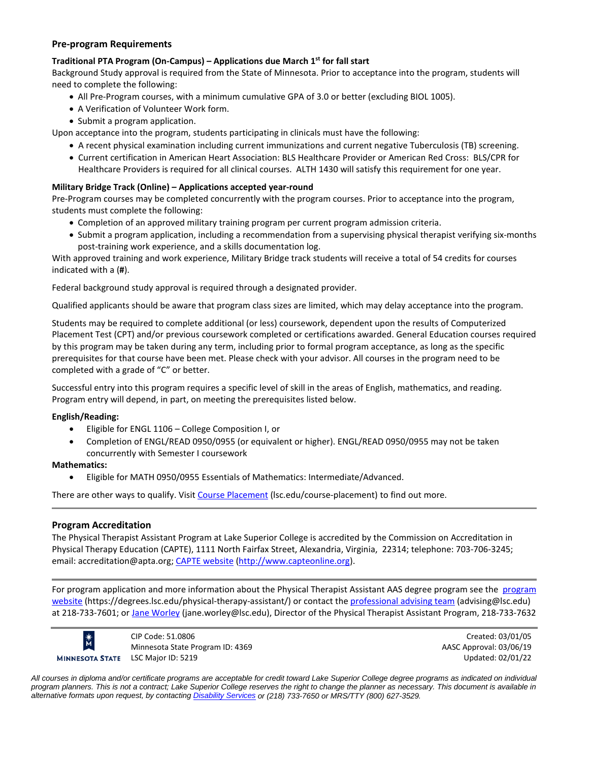## Pre-program Requirements

**Traditional PTA Program (On-Campus) – Applications due March 1st for fall start**

Background Study approval is required from the State of Minnesota. Prior to acceptance into the program, students will need to complete the following:

- All Pre-Program courses, with a minimum cumulative GPA of 3.0 or better (excluding BIOL 1005).
- A Verification of Volunteer Work form.
- Submit a program application.

Upon acceptance into the program, students participating in clinicals must have the following:

- A recent physical examination including current immunizations and current negative Tuberculosis (TB) screening.
- Current certification in American Heart Association: BLS Healthcare Provider or American Red Cross: BLS/CPR for Healthcare Providers is required for all clinical courses. ALTH 1430 will satisfy this requirement for one year.

**Military Bridge Track (Online) – Applications accepted year-round**

Pre-Program courses may be completed concurrently with the program courses. Prior to acceptance into the program, students must complete the following:

- Completion of an approved military training program per current program admission criteria.
- Submit a program application, including a recommendation from a supervising physical therapist verifying six-months post-training work experience, and a skills documentation log.

With approved training and work experience, Military Bridge track students will receive a total of 54 credits for courses indicated with a (**#**).

Federal background study approval is required through a designated provider.

Qualified applicants should be aware that program class sizes are limited, which may delay acceptance into the program.

Students may be required to complete additional (or less) coursework, dependent upon the results of Computerized Placement Test (CPT) and/or previous coursework completed or certifications awarded. General Education courses required by this program may be taken during any term, including prior to formal program acceptance, as long as the specific prerequisites for that course have been met. Please check with your advisor. All courses in the program need to be completed with a grade of "C" or better.

Successful entry into this program requires a specific level of skill in the areas of English, mathematics, and reading. Program entry will depend, in part, on meeting the prerequisites listed below.

**English/Reading:**

- Eligible for ENGL 1106 – College Composition I, or
- Completion of ENGL/READ 0950/0955 (or equivalent or higher). ENGL/READ 0950/0955 may not be taken concurrently with Semester I coursework

**Mathematics:**

- Eligible for MATH 0950/0955 Essentials of Mathematics: Intermediate/Advanced.

There are other ways to qualify. Visit Course Placement (lsc.edu/course-placement) to find out more.

---

## Program Accreditation

The Physical Therapist Assistant Program at Lake Superior College is accredited by the Commission on Accreditation in Physical Therapy Education (CAPTE), 1111 North Fairfax Street, Alexandria, Virginia, 22314; telephone: 703-706-3245; email: accreditation@apta.org; CAPTE website (http://www.capteonline.org).

---

For program application and more information about the Physical Therapist Assistant AAS degree program see the program website (https://degrees.lsc.edu/physical-therapy-assistant/) or contact the professional advising team (advising@lsc.edu) at 218-733-7601; or Jane Worley (jane.worley@lsc.edu), Director of the Physical Therapist Assistant Program, 218-733-7632

---

MINNESOTA STATE

CIP Code: 51.0806
Minnesota State Program ID: 4369
LSC Major ID: 5219

Created: 03/01/05
AASC Approval: 03/06/19
Updated: 02/01/22

*All courses in diploma and/or certificate programs are acceptable for credit toward Lake Superior College degree programs as indicated on individual program planners. This is not a contract; Lake Superior College reserves the right to change the planner as necessary. This document is available in alternative formats upon request, by contacting Disability Services or (218) 733-7650 or MRS/TTY (800) 627-3529.*